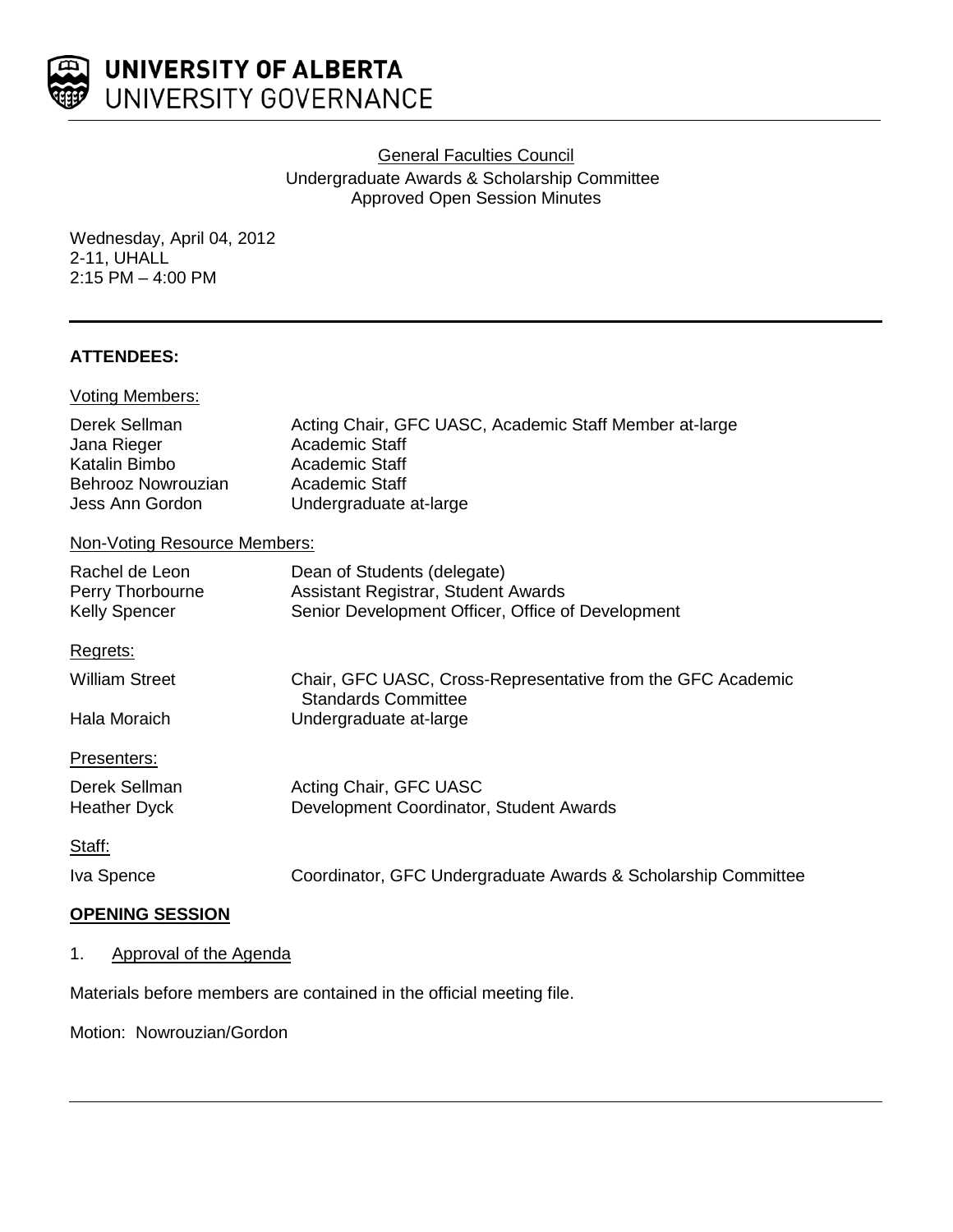UNIVERSITY OF ALBERTA
UNIVERSITY GOVERNANCE

General Faculties Council
Undergraduate Awards & Scholarship Committee
Approved Open Session Minutes

Wednesday, April 04, 2012
2-11, UHALL
2:15 PM – 4:00 PM

## ATTENDEES:

Voting Members:

| | |
|---|---|
| Derek Sellman | Acting Chair, GFC UASC, Academic Staff Member at-large |
| Jana Rieger | Academic Staff |
| Katalin Bimbo | Academic Staff |
| Behrooz Nowrouzian | Academic Staff |
| Jess Ann Gordon | Undergraduate at-large |

Non-Voting Resource Members:

| | |
|---|---|
| Rachel de Leon | Dean of Students (delegate) |
| Perry Thorbourne | Assistant Registrar, Student Awards |
| Kelly Spencer | Senior Development Officer, Office of Development |

Regrets:

| | |
|---|---|
| William Street | Chair, GFC UASC, Cross-Representative from the GFC Academic Standards Committee |
| Hala Moraich | Undergraduate at-large |

Presenters:

| | |
|---|---|
| Derek Sellman | Acting Chair, GFC UASC |
| Heather Dyck | Development Coordinator, Student Awards |

Staff:

| | |
|---|---|
| Iva Spence | Coordinator, GFC Undergraduate Awards & Scholarship Committee |

## OPENING SESSION

1. Approval of the Agenda

Materials before members are contained in the official meeting file.

Motion: Nowrouzian/Gordon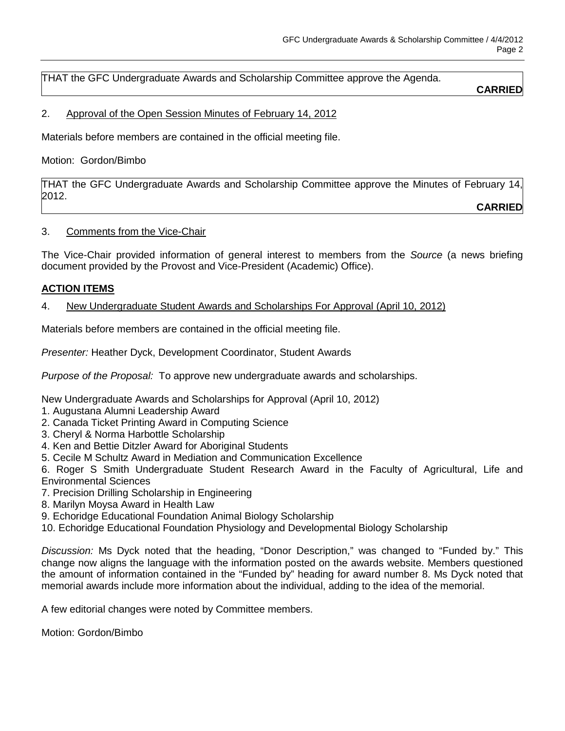THAT the GFC Undergraduate Awards and Scholarship Committee approve the Agenda.

**CARRIED**

2. Approval of the Open Session Minutes of February 14, 2012

Materials before members are contained in the official meeting file.

Motion: Gordon/Bimbo

THAT the GFC Undergraduate Awards and Scholarship Committee approve the Minutes of February 14, 2012.

**CARRIED**

3. Comments from the Vice-Chair

The Vice-Chair provided information of general interest to members from the *Source* (a news briefing document provided by the Provost and Vice-President (Academic) Office).

## ACTION ITEMS

4. New Undergraduate Student Awards and Scholarships For Approval (April 10, 2012)

Materials before members are contained in the official meeting file.

*Presenter:* Heather Dyck, Development Coordinator, Student Awards

*Purpose of the Proposal:* To approve new undergraduate awards and scholarships.

New Undergraduate Awards and Scholarships for Approval (April 10, 2012)
1. Augustana Alumni Leadership Award
2. Canada Ticket Printing Award in Computing Science
3. Cheryl & Norma Harbottle Scholarship
4. Ken and Bettie Ditzler Award for Aboriginal Students
5. Cecile M Schultz Award in Mediation and Communication Excellence
6. Roger S Smith Undergraduate Student Research Award in the Faculty of Agricultural, Life and Environmental Sciences
7. Precision Drilling Scholarship in Engineering
8. Marilyn Moysa Award in Health Law
9. Echoridge Educational Foundation Animal Biology Scholarship
10. Echoridge Educational Foundation Physiology and Developmental Biology Scholarship

*Discussion:* Ms Dyck noted that the heading, "Donor Description," was changed to "Funded by." This change now aligns the language with the information posted on the awards website. Members questioned the amount of information contained in the "Funded by" heading for award number 8. Ms Dyck noted that memorial awards include more information about the individual, adding to the idea of the memorial.

A few editorial changes were noted by Committee members.

Motion: Gordon/Bimbo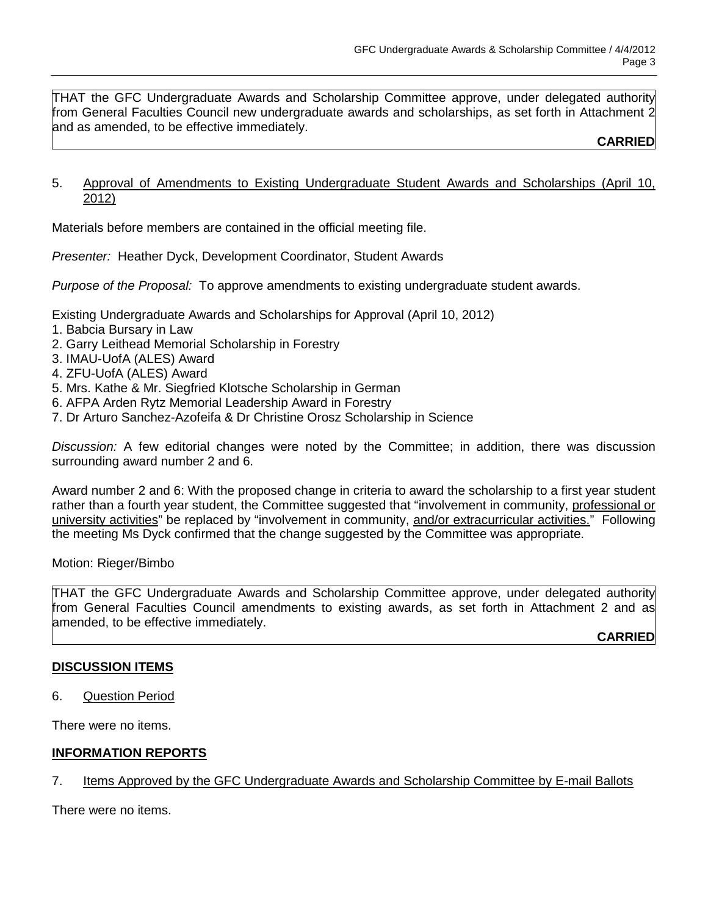THAT the GFC Undergraduate Awards and Scholarship Committee approve, under delegated authority from General Faculties Council new undergraduate awards and scholarships, as set forth in Attachment 2 and as amended, to be effective immediately.

**CARRIED**

5. <u>Approval of Amendments to Existing Undergraduate Student Awards and Scholarships (April 10, 2012)</u>

Materials before members are contained in the official meeting file.

*Presenter:* Heather Dyck, Development Coordinator, Student Awards

*Purpose of the Proposal:* To approve amendments to existing undergraduate student awards.

Existing Undergraduate Awards and Scholarships for Approval (April 10, 2012)

1. Babcia Bursary in Law
2. Garry Leithead Memorial Scholarship in Forestry
3. IMAU-UofA (ALES) Award
4. ZFU-UofA (ALES) Award
5. Mrs. Kathe & Mr. Siegfried Klotsche Scholarship in German
6. AFPA Arden Rytz Memorial Leadership Award in Forestry
7. Dr Arturo Sanchez-Azofeifa & Dr Christine Orosz Scholarship in Science

*Discussion:* A few editorial changes were noted by the Committee; in addition, there was discussion surrounding award number 2 and 6.

Award number 2 and 6: With the proposed change in criteria to award the scholarship to a first year student rather than a fourth year student, the Committee suggested that "involvement in community, <u>professional or university activities</u>" be replaced by "involvement in community, <u>and/or extracurricular activities.</u>" Following the meeting Ms Dyck confirmed that the change suggested by the Committee was appropriate.

Motion: Rieger/Bimbo

THAT the GFC Undergraduate Awards and Scholarship Committee approve, under delegated authority from General Faculties Council amendments to existing awards, as set forth in Attachment 2 and as amended, to be effective immediately.

**CARRIED**

## DISCUSSION ITEMS

6. <u>Question Period</u>

There were no items.

## INFORMATION REPORTS

7. <u>Items Approved by the GFC Undergraduate Awards and Scholarship Committee by E-mail Ballots</u>

There were no items.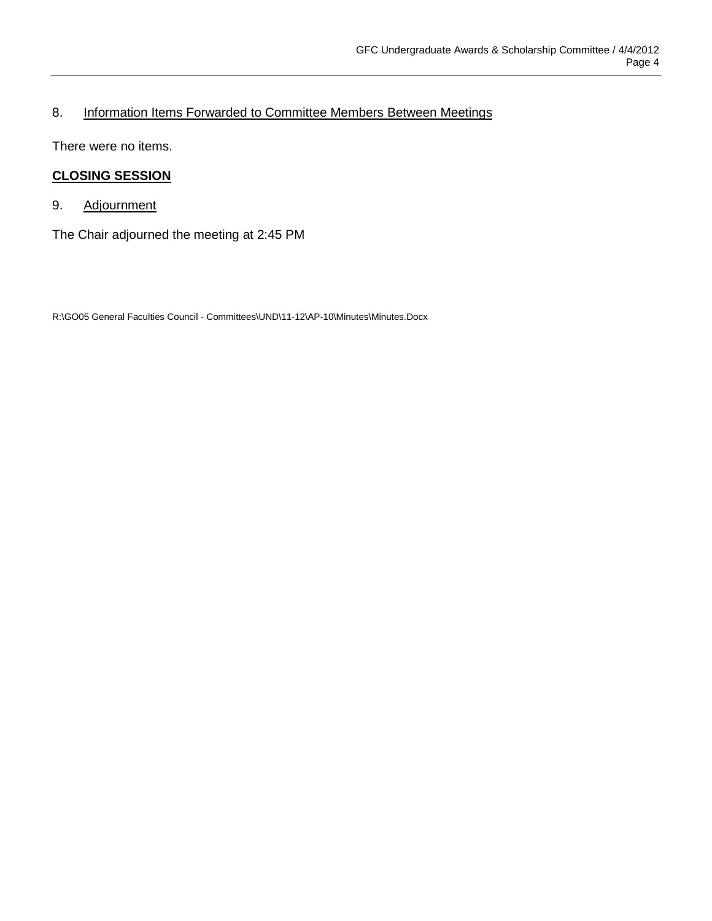8. Information Items Forwarded to Committee Members Between Meetings

There were no items.

**CLOSING SESSION**

9. Adjournment

The Chair adjourned the meeting at 2:45 PM

R:\GO05 General Faculties Council - Committees\UND\11-12\AP-10\Minutes\Minutes.Docx